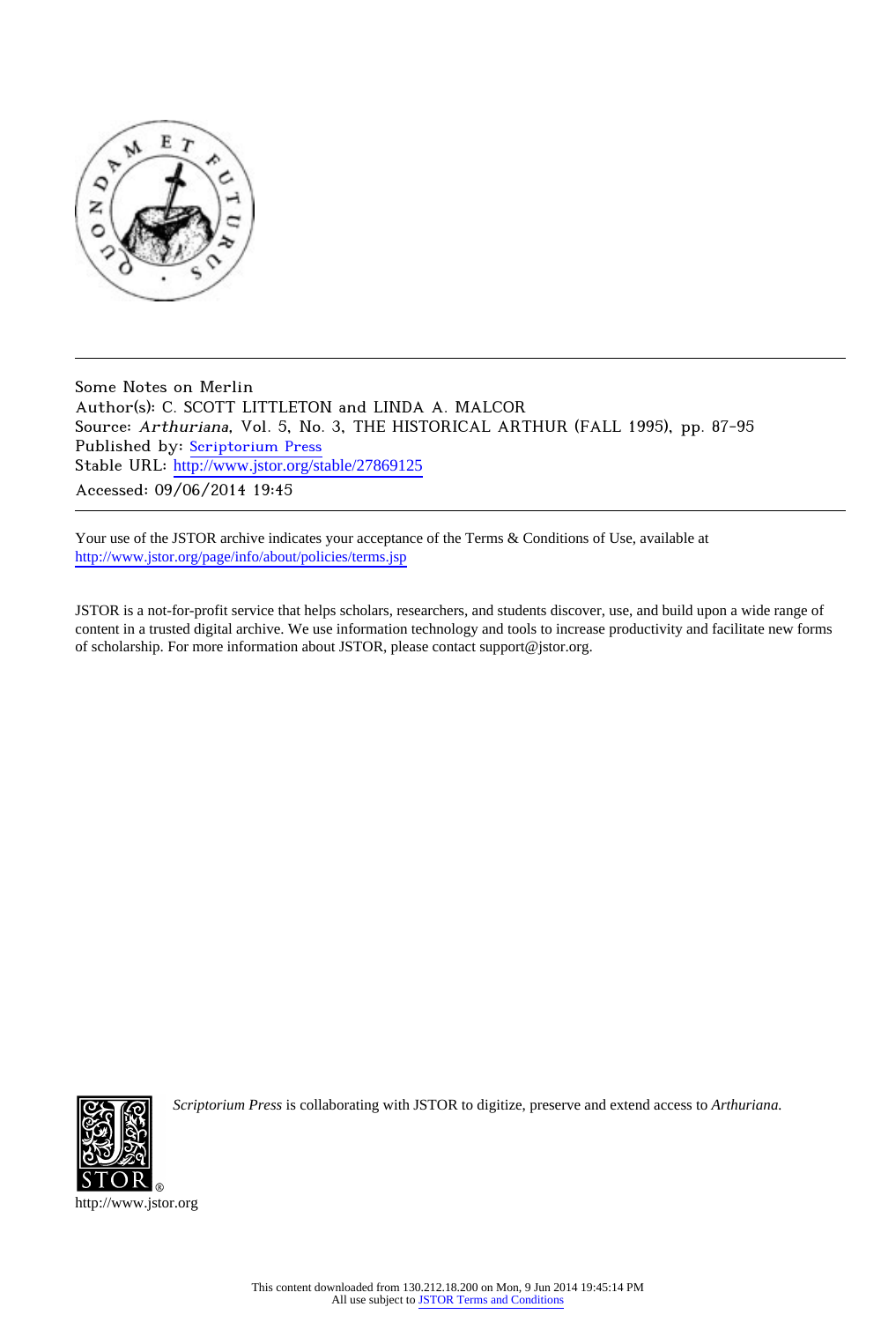Some Notes on Merlin
Author(s): C. SCOTT LITTLETON and LINDA A. MALCOR
Source: *Arthuriana*, Vol. 5, No. 3, THE HISTORICAL ARTHUR (FALL 1995), pp. 87-95
Published by: Scriptorium Press
Stable URL: http://www.jstor.org/stable/27869125
Accessed: 09/06/2014 19:45

Your use of the JSTOR archive indicates your acceptance of the Terms & Conditions of Use, available at
http://www.jstor.org/page/info/about/policies/terms.jsp

JSTOR is a not-for-profit service that helps scholars, researchers, and students discover, use, and build upon a wide range of content in a trusted digital archive. We use information technology and tools to increase productivity and facilitate new forms of scholarship. For more information about JSTOR, please contact support@jstor.org.

*Scriptorium Press* is collaborating with JSTOR to digitize, preserve and extend access to *Arthuriana.*

http://www.jstor.org

This content downloaded from 130.212.18.200 on Mon, 9 Jun 2014 19:45:14 PM
All use subject to JSTOR Terms and Conditions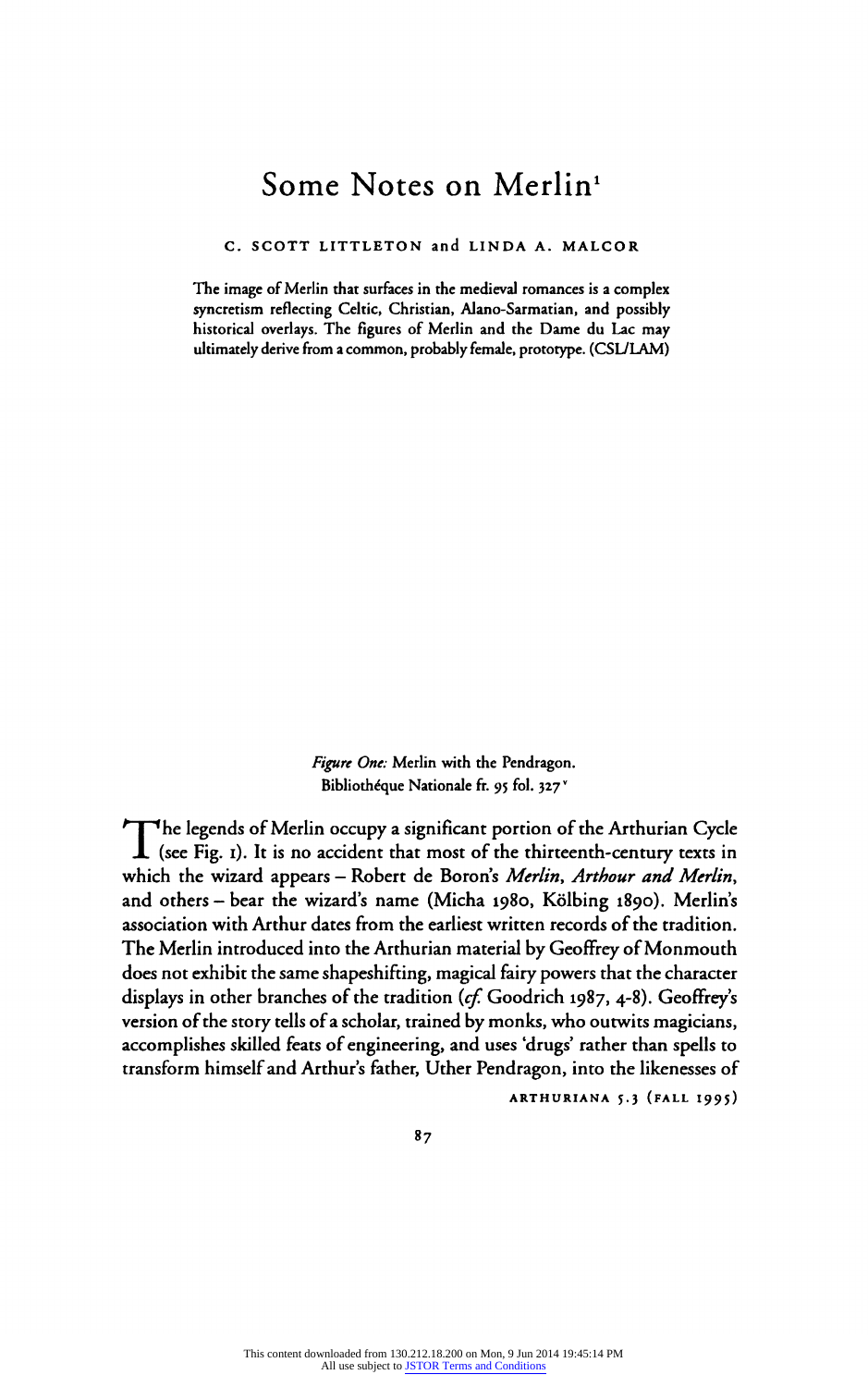# Some Notes on Merlin[1]

C. SCOTT LITTLETON and LINDA A. MALCOR

The image of Merlin that surfaces in the medieval romances is a complex syncretism reflecting Celtic, Christian, Alano-Sarmatian, and possibly historical overlays. The figures of Merlin and the Dame du Lac may ultimately derive from a common, probably female, prototype. (CSL/LAM)

*Figure One:* Merlin with the Pendragon.
Bibliothéque Nationale fr. 95 fol. 327[v]

The legends of Merlin occupy a significant portion of the Arthurian Cycle (see Fig. 1). It is no accident that most of the thirteenth-century texts in which the wizard appears – Robert de Boron's *Merlin*, *Arthour and Merlin*, and others – bear the wizard's name (Micha 1980, Kölbing 1890). Merlin's association with Arthur dates from the earliest written records of the tradition. The Merlin introduced into the Arthurian material by Geoffrey of Monmouth does not exhibit the same shapeshifting, magical fairy powers that the character displays in other branches of the tradition (*cf.* Goodrich 1987, 4-8). Geoffrey's version of the story tells of a scholar, trained by monks, who outwits magicians, accomplishes skilled feats of engineering, and uses 'drugs' rather than spells to transform himself and Arthur's father, Uther Pendragon, into the likenesses of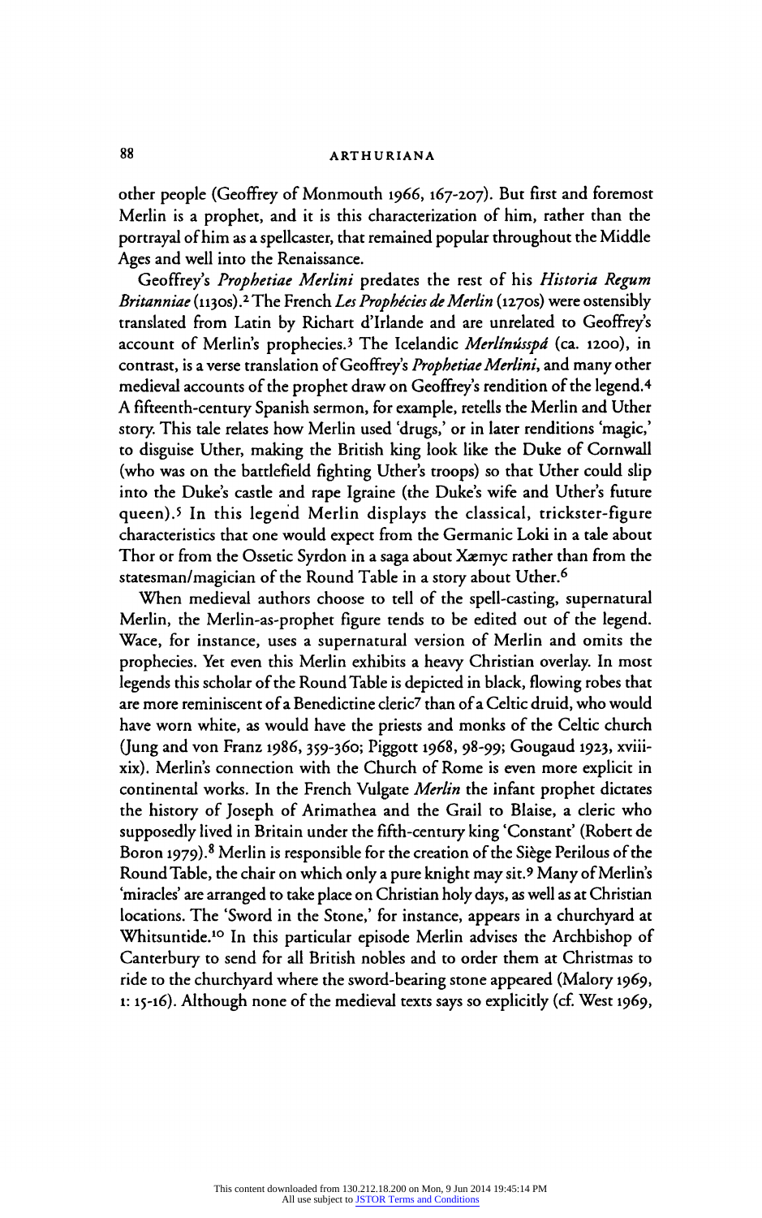other people (Geoffrey of Monmouth 1966, 167-207). But first and foremost Merlin is a prophet, and it is this characterization of him, rather than the portrayal of him as a spellcaster, that remained popular throughout the Middle Ages and well into the Renaissance.

Geoffrey's *Prophetiae Merlini* predates the rest of his *Historia Regum Britanniae* (1130s).[2] The French *Les Prophécies de Merlin* (1270s) were ostensibly translated from Latin by Richart d'Irlande and are unrelated to Geoffrey's account of Merlin's prophecies.[3] The Icelandic *Merlínússpá* (ca. 1200), in contrast, is a verse translation of Geoffrey's *Prophetiae Merlini*, and many other medieval accounts of the prophet draw on Geoffrey's rendition of the legend.[4] A fifteenth-century Spanish sermon, for example, retells the Merlin and Uther story. This tale relates how Merlin used 'drugs,' or in later renditions 'magic,' to disguise Uther, making the British king look like the Duke of Cornwall (who was on the battlefield fighting Uther's troops) so that Uther could slip into the Duke's castle and rape Igraine (the Duke's wife and Uther's future queen).[5] In this legend Merlin displays the classical, trickster-figure characteristics that one would expect from the Germanic Loki in a tale about Thor or from the Ossetic Syrdon in a saga about Xæmyc rather than from the statesman/magician of the Round Table in a story about Uther.[6]

When medieval authors choose to tell of the spell-casting, supernatural Merlin, the Merlin-as-prophet figure tends to be edited out of the legend. Wace, for instance, uses a supernatural version of Merlin and omits the prophecies. Yet even this Merlin exhibits a heavy Christian overlay. In most legends this scholar of the Round Table is depicted in black, flowing robes that are more reminiscent of a Benedictine cleric[7] than of a Celtic druid, who would have worn white, as would have the priests and monks of the Celtic church (Jung and von Franz 1986, 359-360; Piggott 1968, 98-99; Gougaud 1923, xviii-xix). Merlin's connection with the Church of Rome is even more explicit in continental works. In the French Vulgate *Merlin* the infant prophet dictates the history of Joseph of Arimathea and the Grail to Blaise, a cleric who supposedly lived in Britain under the fifth-century king 'Constant' (Robert de Boron 1979).[8] Merlin is responsible for the creation of the Siège Perilous of the Round Table, the chair on which only a pure knight may sit.[9] Many of Merlin's 'miracles' are arranged to take place on Christian holy days, as well as at Christian locations. The 'Sword in the Stone,' for instance, appears in a churchyard at Whitsuntide.[10] In this particular episode Merlin advises the Archbishop of Canterbury to send for all British nobles and to order them at Christmas to ride to the churchyard where the sword-bearing stone appeared (Malory 1969, 1: 15-16). Although none of the medieval texts says so explicitly (cf. West 1969,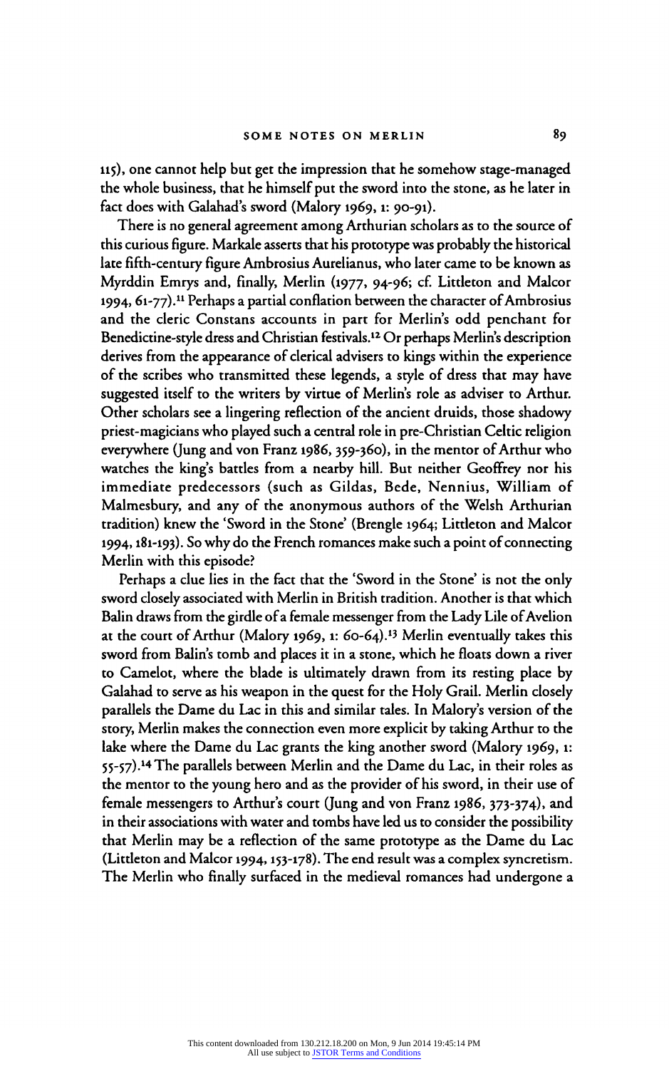115), one cannot help but get the impression that he somehow stage-managed the whole business, that he himself put the sword into the stone, as he later in fact does with Galahad's sword (Malory 1969, 1: 90-91).

There is no general agreement among Arthurian scholars as to the source of this curious figure. Markale asserts that his prototype was probably the historical late fifth-century figure Ambrosius Aurelianus, who later came to be known as Myrddin Emrys and, finally, Merlin (1977, 94-96; cf. Littleton and Malcor 1994, 61-77).[11] Perhaps a partial conflation between the character of Ambrosius and the cleric Constans accounts in part for Merlin's odd penchant for Benedictine-style dress and Christian festivals.[12] Or perhaps Merlin's description derives from the appearance of clerical advisers to kings within the experience of the scribes who transmitted these legends, a style of dress that may have suggested itself to the writers by virtue of Merlin's role as adviser to Arthur. Other scholars see a lingering reflection of the ancient druids, those shadowy priest-magicians who played such a central role in pre-Christian Celtic religion everywhere (Jung and von Franz 1986, 359-360), in the mentor of Arthur who watches the king's battles from a nearby hill. But neither Geoffrey nor his immediate predecessors (such as Gildas, Bede, Nennius, William of Malmesbury, and any of the anonymous authors of the Welsh Arthurian tradition) knew the 'Sword in the Stone' (Brengle 1964; Littleton and Malcor 1994, 181-193). So why do the French romances make such a point of connecting Merlin with this episode?

Perhaps a clue lies in the fact that the 'Sword in the Stone' is not the only sword closely associated with Merlin in British tradition. Another is that which Balin draws from the girdle of a female messenger from the Lady Lile of Avelion at the court of Arthur (Malory 1969, 1: 60-64).[13] Merlin eventually takes this sword from Balin's tomb and places it in a stone, which he floats down a river to Camelot, where the blade is ultimately drawn from its resting place by Galahad to serve as his weapon in the quest for the Holy Grail. Merlin closely parallels the Dame du Lac in this and similar tales. In Malory's version of the story, Merlin makes the connection even more explicit by taking Arthur to the lake where the Dame du Lac grants the king another sword (Malory 1969, 1: 55-57).[14] The parallels between Merlin and the Dame du Lac, in their roles as the mentor to the young hero and as the provider of his sword, in their use of female messengers to Arthur's court (Jung and von Franz 1986, 373-374), and in their associations with water and tombs have led us to consider the possibility that Merlin may be a reflection of the same prototype as the Dame du Lac (Littleton and Malcor 1994, 153-178). The end result was a complex syncretism. The Merlin who finally surfaced in the medieval romances had undergone a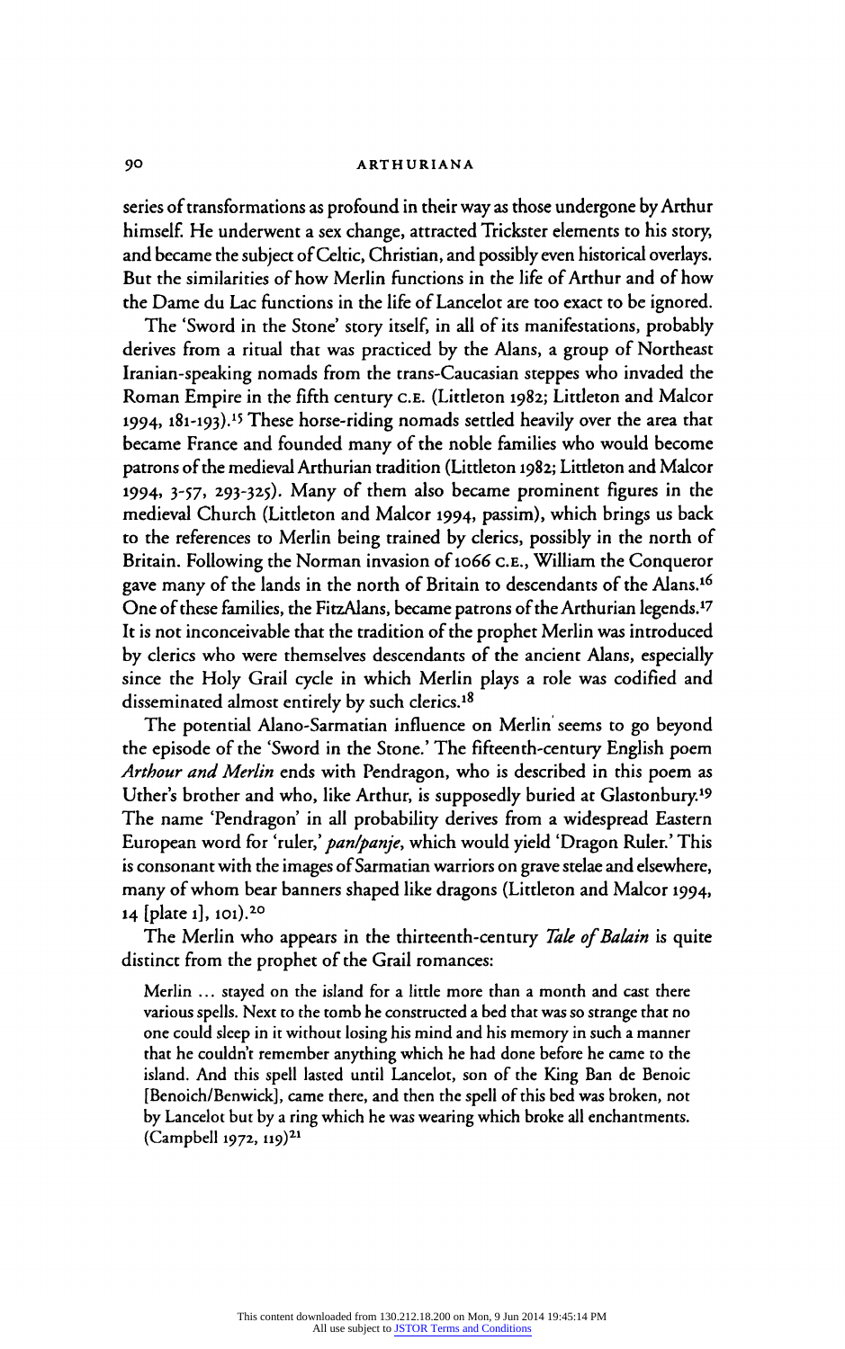series of transformations as profound in their way as those undergone by Arthur himself. He underwent a sex change, attracted Trickster elements to his story, and became the subject of Celtic, Christian, and possibly even historical overlays. But the similarities of how Merlin functions in the life of Arthur and of how the Dame du Lac functions in the life of Lancelot are too exact to be ignored.

The 'Sword in the Stone' story itself, in all of its manifestations, probably derives from a ritual that was practiced by the Alans, a group of Northeast Iranian-speaking nomads from the trans-Caucasian steppes who invaded the Roman Empire in the fifth century C.E. (Littleton 1982; Littleton and Malcor 1994, 181-193).[15] These horse-riding nomads settled heavily over the area that became France and founded many of the noble families who would become patrons of the medieval Arthurian tradition (Littleton 1982; Littleton and Malcor 1994, 3-57, 293-325). Many of them also became prominent figures in the medieval Church (Littleton and Malcor 1994, passim), which brings us back to the references to Merlin being trained by clerics, possibly in the north of Britain. Following the Norman invasion of 1066 C.E., William the Conqueror gave many of the lands in the north of Britain to descendants of the Alans.[16] One of these families, the FitzAlans, became patrons of the Arthurian legends.[17] It is not inconceivable that the tradition of the prophet Merlin was introduced by clerics who were themselves descendants of the ancient Alans, especially since the Holy Grail cycle in which Merlin plays a role was codified and disseminated almost entirely by such clerics.[18]

The potential Alano-Sarmatian influence on Merlin seems to go beyond the episode of the 'Sword in the Stone.' The fifteenth-century English poem *Arthour and Merlin* ends with Pendragon, who is described in this poem as Uther's brother and who, like Arthur, is supposedly buried at Glastonbury.[19] The name 'Pendragon' in all probability derives from a widespread Eastern European word for 'ruler,' *pan/panje*, which would yield 'Dragon Ruler.' This is consonant with the images of Sarmatian warriors on grave stelae and elsewhere, many of whom bear banners shaped like dragons (Littleton and Malcor 1994, 14 [plate 1], 101).[20]

The Merlin who appears in the thirteenth-century *Tale of Balain* is quite distinct from the prophet of the Grail romances:

> Merlin ... stayed on the island for a little more than a month and cast there various spells. Next to the tomb he constructed a bed that was so strange that no one could sleep in it without losing his mind and his memory in such a manner that he couldn't remember anything which he had done before he came to the island. And this spell lasted until Lancelot, son of the King Ban de Benoic [Benoich/Benwick], came there, and then the spell of this bed was broken, not by Lancelot but by a ring which he was wearing which broke all enchantments. (Campbell 1972, 119)[21]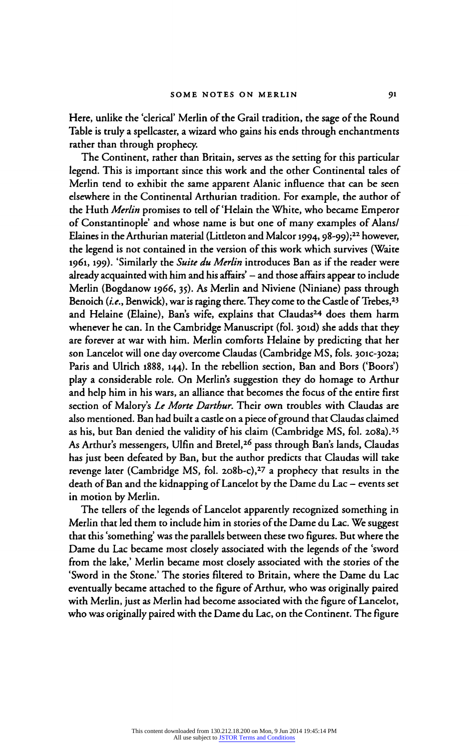Here, unlike the 'clerical' Merlin of the Grail tradition, the sage of the Round Table is truly a spellcaster, a wizard who gains his ends through enchantments rather than through prophecy.

The Continent, rather than Britain, serves as the setting for this particular legend. This is important since this work and the other Continental tales of Merlin tend to exhibit the same apparent Alanic influence that can be seen elsewhere in the Continental Arthurian tradition. For example, the author of the Huth *Merlin* promises to tell of 'Helain the White, who became Emperor of Constantinople' and whose name is but one of many examples of Alans/Elaines in the Arthurian material (Littleton and Malcor 1994, 98-99);[22] however, the legend is not contained in the version of this work which survives (Waite 1961, 199). 'Similarly the *Suite du Merlin* introduces Ban as if the reader were already acquainted with him and his affairs' – and those affairs appear to include Merlin (Bogdanow 1966, 35). As Merlin and Niviene (Niniane) pass through Benoich (*i.e.*, Benwick), war is raging there. They come to the Castle of Trebes,[23] and Helaine (Elaine), Ban's wife, explains that Claudas[24] does them harm whenever he can. In the Cambridge Manuscript (fol. 301d) she adds that they are forever at war with him. Merlin comforts Helaine by predicting that her son Lancelot will one day overcome Claudas (Cambridge MS, fols. 301c-302a; Paris and Ulrich 1888, 144). In the rebellion section, Ban and Bors ('Boors') play a considerable role. On Merlin's suggestion they do homage to Arthur and help him in his wars, an alliance that becomes the focus of the entire first section of Malory's *Le Morte Darthur*. Their own troubles with Claudas are also mentioned. Ban had built a castle on a piece of ground that Claudas claimed as his, but Ban denied the validity of his claim (Cambridge MS, fol. 208a).[25] As Arthur's messengers, Ulfin and Bretel,[26] pass through Ban's lands, Claudas has just been defeated by Ban, but the author predicts that Claudas will take revenge later (Cambridge MS, fol. 208b-c),[27] a prophecy that results in the death of Ban and the kidnapping of Lancelot by the Dame du Lac – events set in motion by Merlin.

The tellers of the legends of Lancelot apparently recognized something in Merlin that led them to include him in stories of the Dame du Lac. We suggest that this 'something' was the parallels between these two figures. But where the Dame du Lac became most closely associated with the legends of the 'sword from the lake,' Merlin became most closely associated with the stories of the 'Sword in the Stone.' The stories filtered to Britain, where the Dame du Lac eventually became attached to the figure of Arthur, who was originally paired with Merlin, just as Merlin had become associated with the figure of Lancelot, who was originally paired with the Dame du Lac, on the Continent. The figure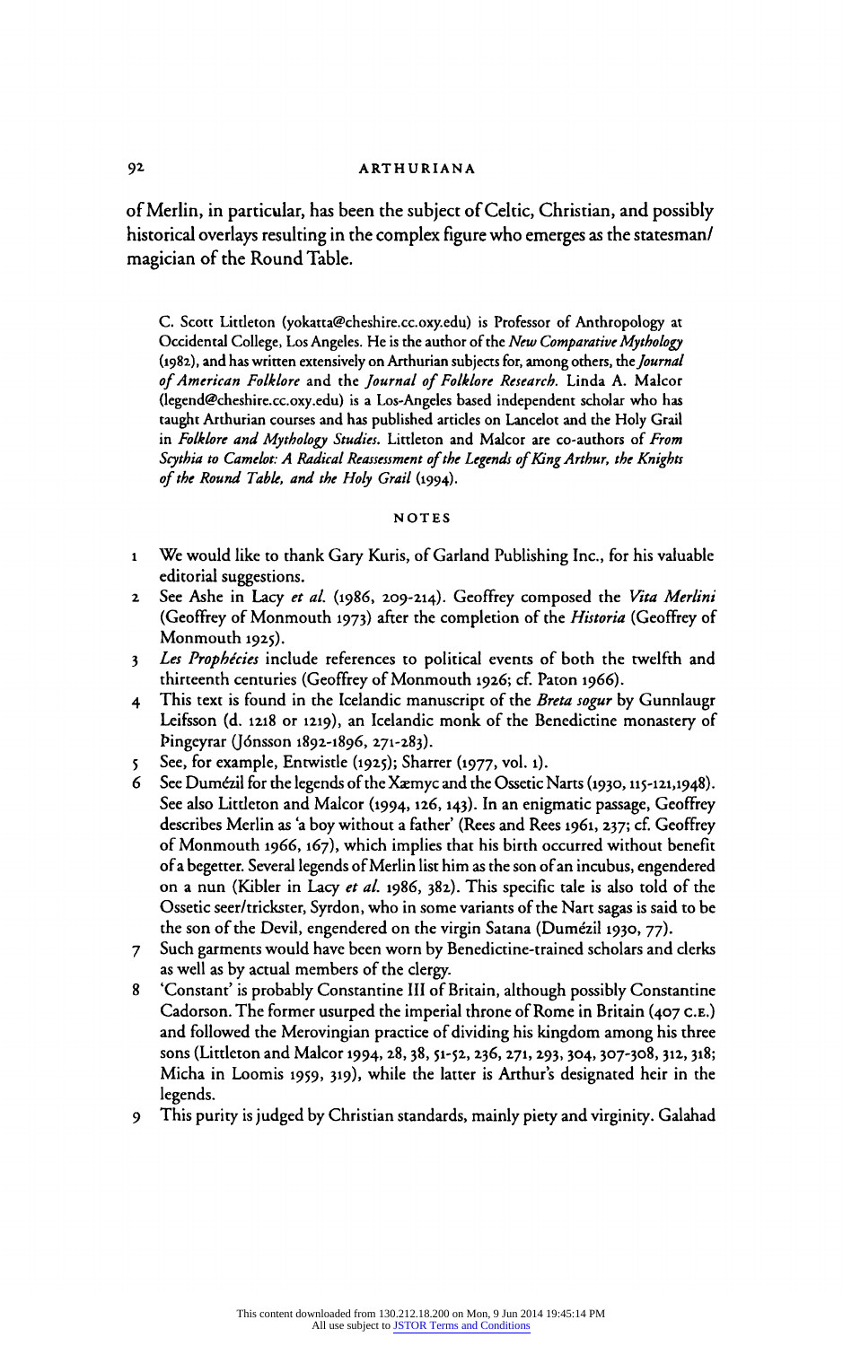of Merlin, in particular, has been the subject of Celtic, Christian, and possibly historical overlays resulting in the complex figure who emerges as the statesman/magician of the Round Table.

C. Scott Littleton (yokatta@cheshire.cc.oxy.edu) is Professor of Anthropology at Occidental College, Los Angeles. He is the author of the *New Comparative Mythology* (1982), and has written extensively on Arthurian subjects for, among others, the *Journal of American Folklore* and the *Journal of Folklore Research*. Linda A. Malcor (legend@cheshire.cc.oxy.edu) is a Los-Angeles based independent scholar who has taught Arthurian courses and has published articles on Lancelot and the Holy Grail in *Folklore and Mythology Studies*. Littleton and Malcor are co-authors of *From Scythia to Camelot: A Radical Reassessment of the Legends of King Arthur, the Knights of the Round Table, and the Holy Grail* (1994).

## NOTES

1. We would like to thank Gary Kuris, of Garland Publishing Inc., for his valuable editorial suggestions.
2. See Ashe in Lacy *et al.* (1986, 209-214). Geoffrey composed the *Vita Merlini* (Geoffrey of Monmouth 1973) after the completion of the *Historia* (Geoffrey of Monmouth 1925).
3. *Les Prophécies* include references to political events of both the twelfth and thirteenth centuries (Geoffrey of Monmouth 1926; cf. Paton 1966).
4. This text is found in the Icelandic manuscript of the *Breta sogur* by Gunnlaugr Leifsson (d. 1218 or 1219), an Icelandic monk of the Benedictine monastery of Þingeyrar (Jónsson 1892-1896, 271-283).
5. See, for example, Entwistle (1925); Sharrer (1977, vol. 1).
6. See Dumézil for the legends of the Xæmyc and the Ossetic Narts (1930, 115-121,1948). See also Littleton and Malcor (1994, 126, 143). In an enigmatic passage, Geoffrey describes Merlin as 'a boy without a father' (Rees and Rees 1961, 237; cf. Geoffrey of Monmouth 1966, 167), which implies that his birth occurred without benefit of a begetter. Several legends of Merlin list him as the son of an incubus, engendered on a nun (Kibler in Lacy *et al.* 1986, 382). This specific tale is also told of the Ossetic seer/trickster, Syrdon, who in some variants of the Nart sagas is said to be the son of the Devil, engendered on the virgin Satana (Dumézil 1930, 77).
7. Such garments would have been worn by Benedictine-trained scholars and clerks as well as by actual members of the clergy.
8. 'Constant' is probably Constantine III of Britain, although possibly Constantine Cadorson. The former usurped the imperial throne of Rome in Britain (407 C.E.) and followed the Merovingian practice of dividing his kingdom among his three sons (Littleton and Malcor 1994, 28, 38, 51-52, 236, 271, 293, 304, 307-308, 312, 318; Micha in Loomis 1959, 319), while the latter is Arthur's designated heir in the legends.
9. This purity is judged by Christian standards, mainly piety and virginity. Galahad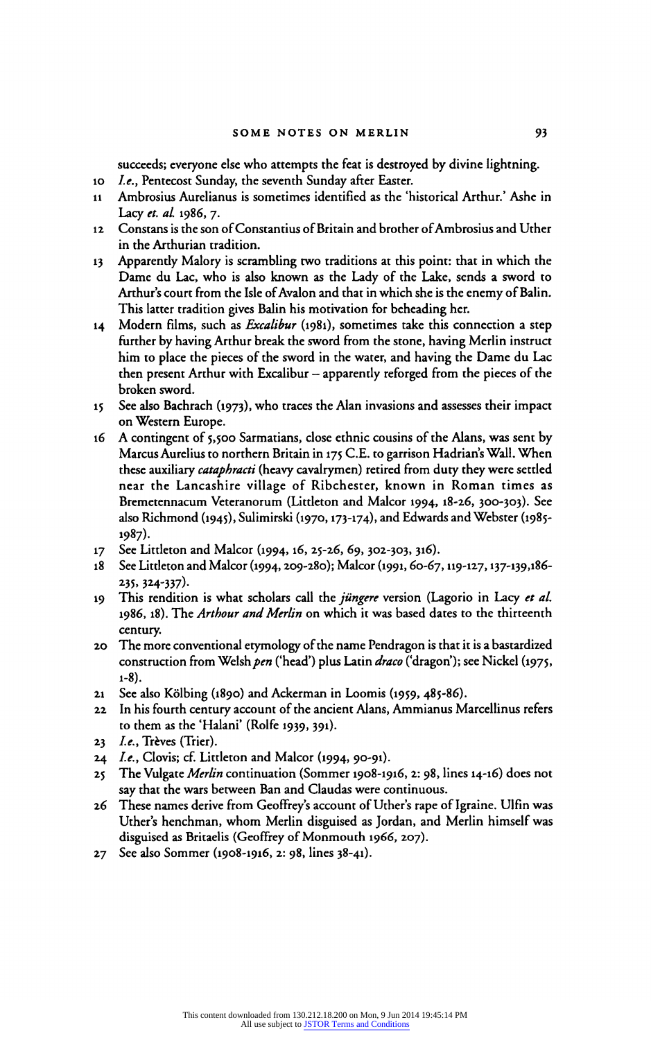succeeds; everyone else who attempts the feat is destroyed by divine lightning.

10 *I.e.*, Pentecost Sunday, the seventh Sunday after Easter.

11 Ambrosius Aurelianus is sometimes identified as the 'historical Arthur.' Ashe in Lacy *et. al.* 1986, 7.

12 Constans is the son of Constantius of Britain and brother of Ambrosius and Uther in the Arthurian tradition.

13 Apparently Malory is scrambling two traditions at this point: that in which the Dame du Lac, who is also known as the Lady of the Lake, sends a sword to Arthur's court from the Isle of Avalon and that in which she is the enemy of Balin. This latter tradition gives Balin his motivation for beheading her.

14 Modern films, such as *Excalibur* (1981), sometimes take this connection a step further by having Arthur break the sword from the stone, having Merlin instruct him to place the pieces of the sword in the water, and having the Dame du Lac then present Arthur with Excalibur – apparently reforged from the pieces of the broken sword.

15 See also Bachrach (1973), who traces the Alan invasions and assesses their impact on Western Europe.

16 A contingent of 5,500 Sarmatians, close ethnic cousins of the Alans, was sent by Marcus Aurelius to northern Britain in 175 C.E. to garrison Hadrian's Wall. When these auxiliary *cataphracti* (heavy cavalrymen) retired from duty they were settled near the Lancashire village of Ribchester, known in Roman times as Bremetennacum Veteranorum (Littleton and Malcor 1994, 18-26, 300-303). See also Richmond (1945), Sulimirski (1970, 173-174), and Edwards and Webster (1985-1987).

17 See Littleton and Malcor (1994, 16, 25-26, 69, 302-303, 316).

18 See Littleton and Malcor (1994, 209-280); Malcor (1991, 60-67, 119-127, 137-139, 186-235, 324-337).

19 This rendition is what scholars call the *jüngere* version (Lagorio in Lacy *et al.* 1986, 18). The *Arthour and Merlin* on which it was based dates to the thirteenth century.

20 The more conventional etymology of the name Pendragon is that it is a bastardized construction from Welsh *pen* ('head') plus Latin *draco* ('dragon'); see Nickel (1975, 1-8).

21 See also Kölbing (1890) and Ackerman in Loomis (1959, 485-86).

22 In his fourth century account of the ancient Alans, Ammianus Marcellinus refers to them as the 'Halani' (Rolfe 1939, 391).

23 *I.e.*, Trèves (Trier).

24 *I.e.*, Clovis; cf. Littleton and Malcor (1994, 90-91).

25 The Vulgate *Merlin* continuation (Sommer 1908-1916, 2: 98, lines 14-16) does not say that the wars between Ban and Claudas were continuous.

26 These names derive from Geoffrey's account of Uther's rape of Igraine. Ulfin was Uther's henchman, whom Merlin disguised as Jordan, and Merlin himself was disguised as Britaelis (Geoffrey of Monmouth 1966, 207).

27 See also Sommer (1908-1916, 2: 98, lines 38-41).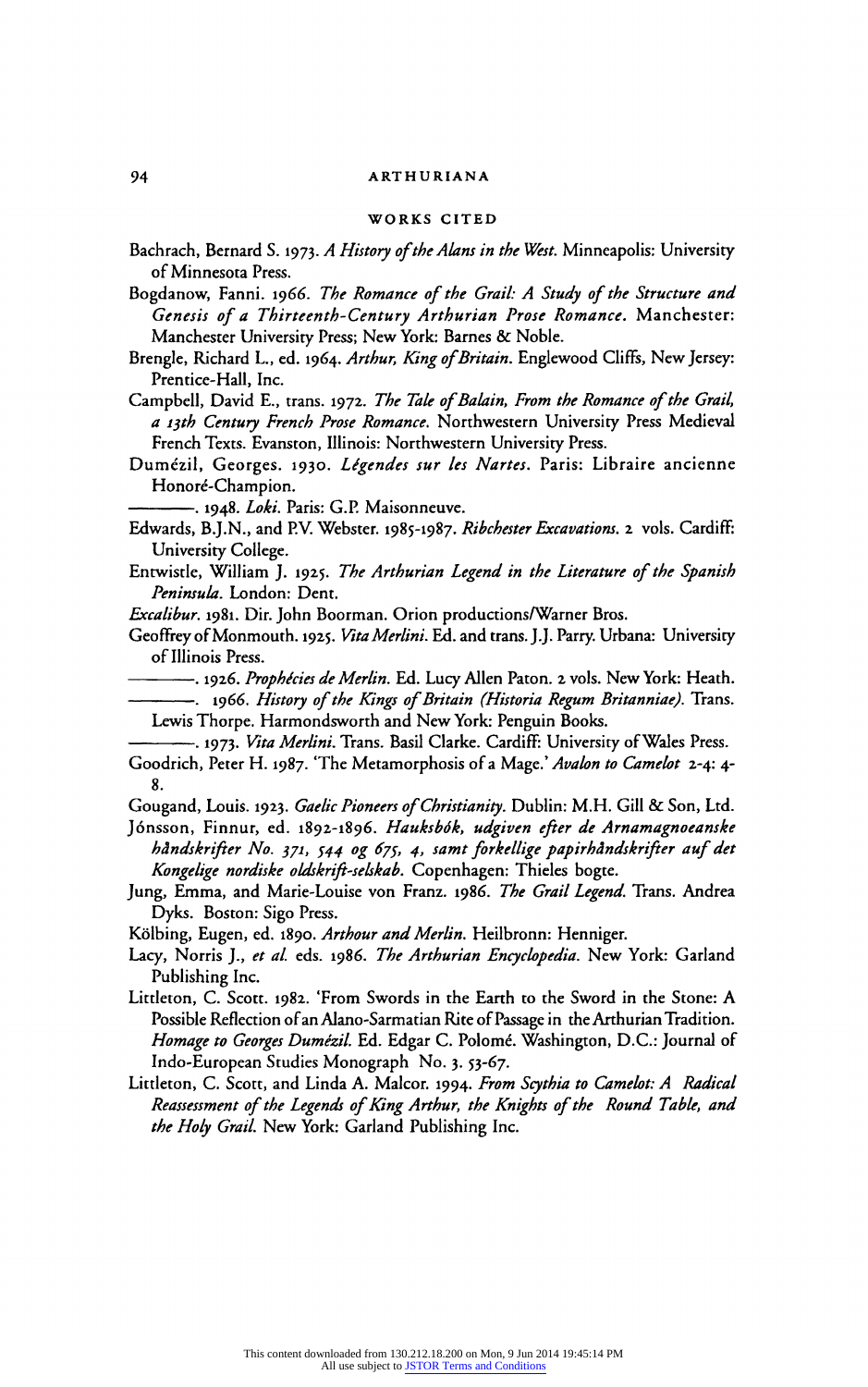## WORKS CITED

Bachrach, Bernard S. 1973. *A History of the Alans in the West.* Minneapolis: University of Minnesota Press.

Bogdanow, Fanni. 1966. *The Romance of the Grail: A Study of the Structure and Genesis of a Thirteenth-Century Arthurian Prose Romance.* Manchester: Manchester University Press; New York: Barnes & Noble.

Brengle, Richard L., ed. 1964. *Arthur, King of Britain.* Englewood Cliffs, New Jersey: Prentice-Hall, Inc.

Campbell, David E., trans. 1972. *The Tale of Balain, From the Romance of the Grail, a 13th Century French Prose Romance.* Northwestern University Press Medieval French Texts. Evanston, Illinois: Northwestern University Press.

Dumézil, Georges. 1930. *Légendes sur les Nartes.* Paris: Libraire ancienne Honoré-Champion.

———. 1948. *Loki.* Paris: G.P. Maisonneuve.

Edwards, B.J.N., and P.V. Webster. 1985-1987. *Ribchester Excavations.* 2 vols. Cardiff: University College.

Entwistle, William J. 1925. *The Arthurian Legend in the Literature of the Spanish Peninsula.* London: Dent.

*Excalibur.* 1981. Dir. John Boorman. Orion productions/Warner Bros.

Geoffrey of Monmouth. 1925. *Vita Merlini.* Ed. and trans. J.J. Parry. Urbana: University of Illinois Press.

———. 1926. *Prophécies de Merlin.* Ed. Lucy Allen Paton. 2 vols. New York: Heath.

———. 1966. *History of the Kings of Britain (Historia Regum Britanniae).* Trans. Lewis Thorpe. Harmondsworth and New York: Penguin Books.

———. 1973. *Vita Merlini.* Trans. Basil Clarke. Cardiff: University of Wales Press.

Goodrich, Peter H. 1987. 'The Metamorphosis of a Mage.' *Avalon to Camelot* 2-4: 4-8.

Gougand, Louis. 1923. *Gaelic Pioneers of Christianity.* Dublin: M.H. Gill & Son, Ltd.

Jónsson, Finnur, ed. 1892-1896. *Hauksbók, udgiven efter de Arnamagnoeanske håndskrifter No. 371, 544 og 675, 4, samt forkellige papirhåndskrifter auf det Kongelige nordiske oldskrift-selskab.* Copenhagen: Thieles bogte.

Jung, Emma, and Marie-Louise von Franz. 1986. *The Grail Legend.* Trans. Andrea Dyks. Boston: Sigo Press.

Kölbing, Eugen, ed. 1890. *Arthour and Merlin.* Heilbronn: Henniger.

Lacy, Norris J., *et al.* eds. 1986. *The Arthurian Encyclopedia.* New York: Garland Publishing Inc.

Littleton, C. Scott. 1982. 'From Swords in the Earth to the Sword in the Stone: A Possible Reflection of an Alano-Sarmatian Rite of Passage in the Arthurian Tradition. *Homage to Georges Dumézil.* Ed. Edgar C. Polomé. Washington, D.C.: Journal of Indo-European Studies Monograph No. 3. 53-67.

Littleton, C. Scott, and Linda A. Malcor. 1994. *From Scythia to Camelot: A Radical Reassessment of the Legends of King Arthur, the Knights of the Round Table, and the Holy Grail.* New York: Garland Publishing Inc.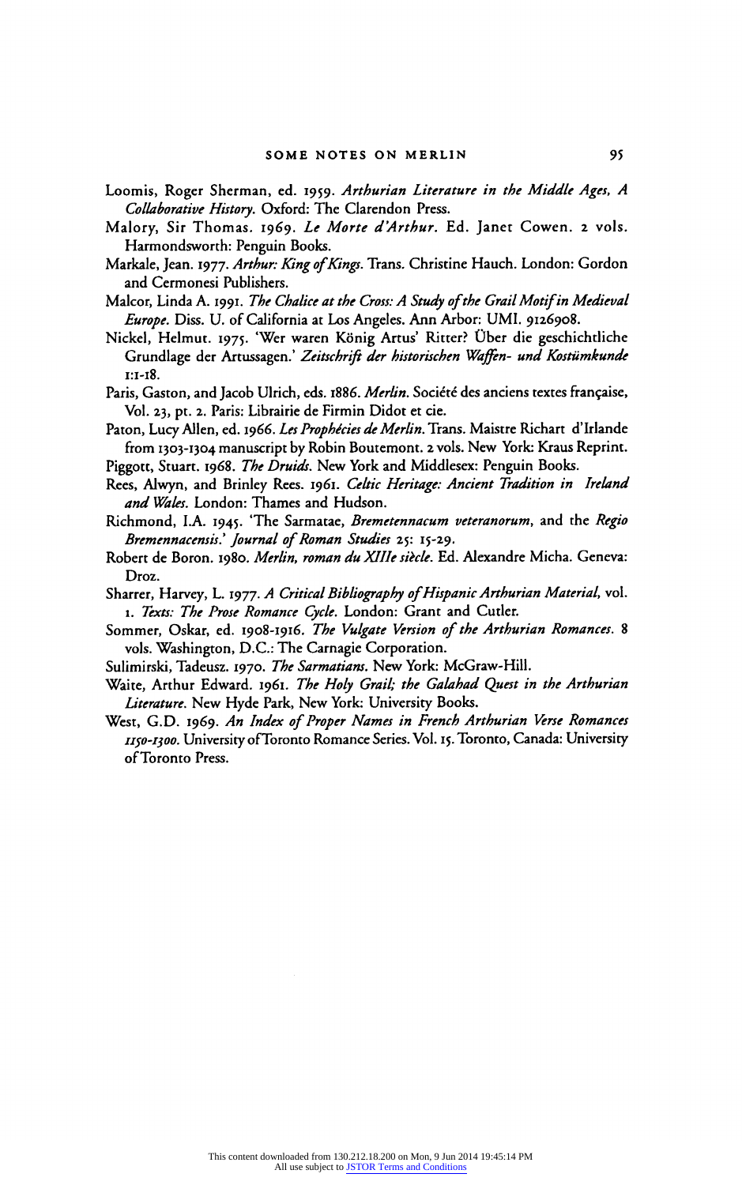Loomis, Roger Sherman, ed. 1959. *Arthurian Literature in the Middle Ages, A Collaborative History*. Oxford: The Clarendon Press.

Malory, Sir Thomas. 1969. *Le Morte d'Arthur*. Ed. Janet Cowen. 2 vols. Harmondsworth: Penguin Books.

Markale, Jean. 1977. *Arthur: King of Kings*. Trans. Christine Hauch. London: Gordon and Cermonesi Publishers.

Malcor, Linda A. 1991. *The Chalice at the Cross: A Study of the Grail Motif in Medieval Europe*. Diss. U. of California at Los Angeles. Ann Arbor: UMI. 9126908.

Nickel, Helmut. 1975. 'Wer waren König Artus' Ritter? Über die geschichtliche Grundlage der Artussagen.' *Zeitschrift der historischen Waffen- und Kostümkunde* 1:1-18.

Paris, Gaston, and Jacob Ulrich, eds. 1886. *Merlin*. Société des anciens textes française, Vol. 23, pt. 2. Paris: Librairie de Firmin Didot et cie.

Paton, Lucy Allen, ed. 1966. *Les Prophécies de Merlin*. Trans. Maistre Richart d'Irlande from 1303-1304 manuscript by Robin Boutemont. 2 vols. New York: Kraus Reprint.

Piggott, Stuart. 1968. *The Druids*. New York and Middlesex: Penguin Books.

Rees, Alwyn, and Brinley Rees. 1961. *Celtic Heritage: Ancient Tradition in Ireland and Wales*. London: Thames and Hudson.

Richmond, I.A. 1945. 'The Sarmatae, *Bremetennacum veteranorum*, and the *Regio Bremennacensis*.' *Journal of Roman Studies* 25: 15-29.

Robert de Boron. 1980. *Merlin, roman du XIIIe siècle*. Ed. Alexandre Micha. Geneva: Droz.

Sharrer, Harvey, L. 1977. *A Critical Bibliography of Hispanic Arthurian Material*, vol. 1. *Texts: The Prose Romance Cycle*. London: Grant and Cutler.

Sommer, Oskar, ed. 1908-1916. *The Vulgate Version of the Arthurian Romances*. 8 vols. Washington, D.C.: The Carnagie Corporation.

Sulimirski, Tadeusz. 1970. *The Sarmatians*. New York: McGraw-Hill.

Waite, Arthur Edward. 1961. *The Holy Grail; the Galahad Quest in the Arthurian Literature*. New Hyde Park, New York: University Books.

West, G.D. 1969. *An Index of Proper Names in French Arthurian Verse Romances 1150-1300*. University of Toronto Romance Series. Vol. 15. Toronto, Canada: University of Toronto Press.